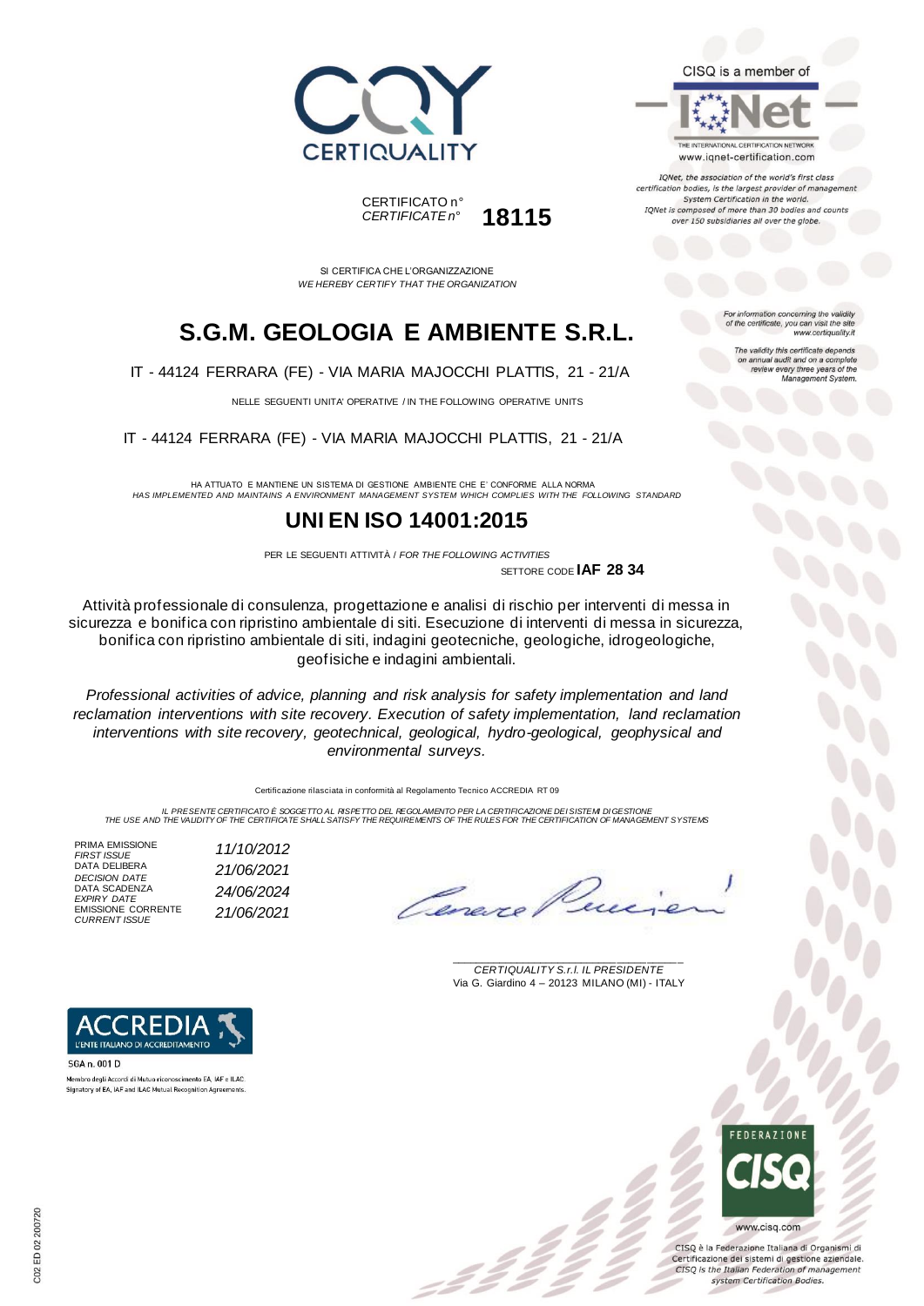CERTIQUALITY

CISQ is a member of

IQNet

THE INTERNATIONAL CERTIFICATION NETWORK

www.iqnet-certification.com

*IQNet, the association of the world's first class certification bodies, is the largest provider of management System Certification in the world. IQNet is composed of more than 30 bodies and counts over 150 subsidiaries all over the globe.*

CERTIFICATO n°
*CERTIFICATE n°* **18115**

SI CERTIFICA CHE L'ORGANIZZAZIONE
*WE HEREBY CERTIFY THAT THE ORGANIZATION*

*For information concerning the validity of the certificate, you can visit the site www.certiquality.it*

*The validity this certificate depends on annual audit and on a complete review every three years of the Management System.*

# S.G.M. GEOLOGIA E AMBIENTE S.R.L.

IT - 44124 FERRARA (FE) - VIA MARIA MAJOCCHI PLATTIS, 21 - 21/A

NELLE SEGUENTI UNITA' OPERATIVE / IN THE FOLLOWING OPERATIVE UNITS

IT - 44124 FERRARA (FE) - VIA MARIA MAJOCCHI PLATTIS, 21 - 21/A

HA ATTUATO E MANTIENE UN SISTEMA DI GESTIONE AMBIENTE CHE E' CONFORME ALLA NORMA
*HAS IMPLEMENTED AND MAINTAINS A ENVIRONMENT MANAGEMENT SYSTEM WHICH COMPLIES WITH THE FOLLOWING STANDARD*

## UNI EN ISO 14001:2015

PER LE SEGUENTI ATTIVITÀ / *FOR THE FOLLOWING ACTIVITIES*

SETTORE CODE **IAF 28 34**

Attività professionale di consulenza, progettazione e analisi di rischio per interventi di messa in sicurezza e bonifica con ripristino ambientale di siti. Esecuzione di interventi di messa in sicurezza, bonifica con ripristino ambientale di siti, indagini geotecniche, geologiche, idrogeologiche, geofisiche e indagini ambientali.

*Professional activities of advice, planning and risk analysis for safety implementation and land reclamation interventions with site recovery. Execution of safety implementation, land reclamation interventions with site recovery, geotechnical, geological, hydro-geological, geophysical and environmental surveys.*

Certificazione rilasciata in conformità al Regolamento Tecnico ACCREDIA RT 09

*IL PRESENTE CERTIFICATO È SOGGETTO AL RISPETTO DEL REGOLAMENTO PER LA CERTIFICAZIONE DEI SISTEMI DI GESTIONE*
*THE USE AND THE VALIDITY OF THE CERTIFICATE SHALL SATISFY THE REQUIREMENTS OF THE RULES FOR THE CERTIFICATION OF MANAGEMENT SYSTEMS*

| | |
|---|---|
| PRIMA EMISSIONE *FIRST ISSUE* | *11/10/2012* |
| DATA DELIBERA *DECISION DATE* | *21/06/2021* |
| DATA SCADENZA *EXPIRY DATE* | *24/06/2024* |
| EMISSIONE CORRENTE *CURRENT ISSUE* | *21/06/2021* |

*CERTIQUALITY S.r.l. IL PRESIDENTE*
Via G. Giardino 4 – 20123 MILANO (MI) - ITALY

ACCREDIA L'ENTE ITALIANO DI ACCREDITAMENTO

SGA n. 001 D

Membro degli Accordi di Mutuo riconoscimento EA, IAF e ILAC.
Signatory of EA, IAF and ILAC Mutual Recognition Agreements.

FEDERAZIONE CISQ

www.cisq.com

CISQ è la Federazione Italiana di Organismi di Certificazione dei sistemi di gestione aziendale.
*CISQ is the Italian Federation of management system Certification Bodies.*

C02 ED 02 200720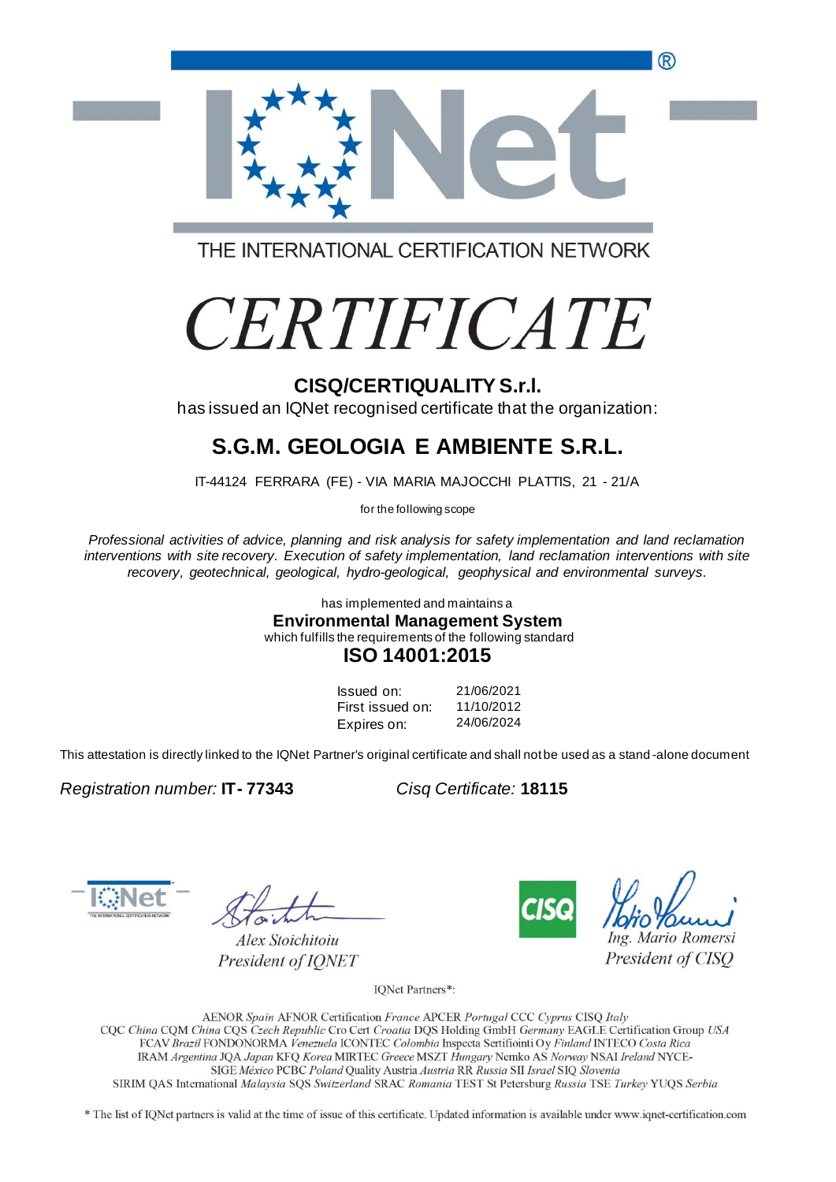THE INTERNATIONAL CERTIFICATION NETWORK

# CERTIFICATE

## CISQ/CERTIQUALITY S.r.l.

has issued an IQNet recognised certificate that the organization:

## S.G.M. GEOLOGIA E AMBIENTE S.R.L.

IT-44124 FERRARA (FE) - VIA MARIA MAJOCCHI PLATTIS, 21 - 21/A

for the following scope

*Professional activities of advice, planning and risk analysis for safety implementation and land reclamation interventions with site recovery. Execution of safety implementation, land reclamation interventions with site recovery, geotechnical, geological, hydro-geological, geophysical and environmental surveys.*

has implemented and maintains a

**Environmental Management System**

which fulfills the requirements of the following standard

**ISO 14001:2015**

| | |
|---|---|
| Issued on: | 21/06/2021 |
| First issued on: | 11/10/2012 |
| Expires on: | 24/06/2024 |

This attestation is directly linked to the IQNet Partner's original certificate and shall not be used as a stand-alone document

*Registration number:* **IT- 77343** *Cisq Certificate:* **18115**

*Alex Stoichitoiu*
*President of IQNET*

*Ing. Mario Romersi*
*President of CISQ*

IQNet Partners*:

AENOR *Spain* AFNOR Certification *France* APCER *Portugal* CCC *Cyprus* CISQ *Italy*
CQC *China* CQM *China* CQS *Czech Republic* Cro Cert *Croatia* DQS Holding GmbH *Germany* EAGLE Certification Group *USA*
FCAV *Brazil* FONDONORMA *Venezuela* ICONTEC *Colombia* Inspecta Sertifiointi Oy *Finland* INTECO *Costa Rica*
IRAM *Argentina* JQA *Japan* KFQ *Korea* MIRTEC *Greece* MSZT *Hungary* Nemko AS *Norway* NSAI *Ireland* NYCE-SIGE *México* PCBC *Poland* Quality Austria *Austria* RR *Russia* SII *Israel* SIQ *Slovenia*
SIRIM QAS International *Malaysia* SQS *Switzerland* SRAC *Romania* TEST St Petersburg *Russia* TSE *Turkey* YUQS *Serbia*

\* The list of IQNet partners is valid at the time of issue of this certificate. Updated information is available under www.iqnet-certification.com